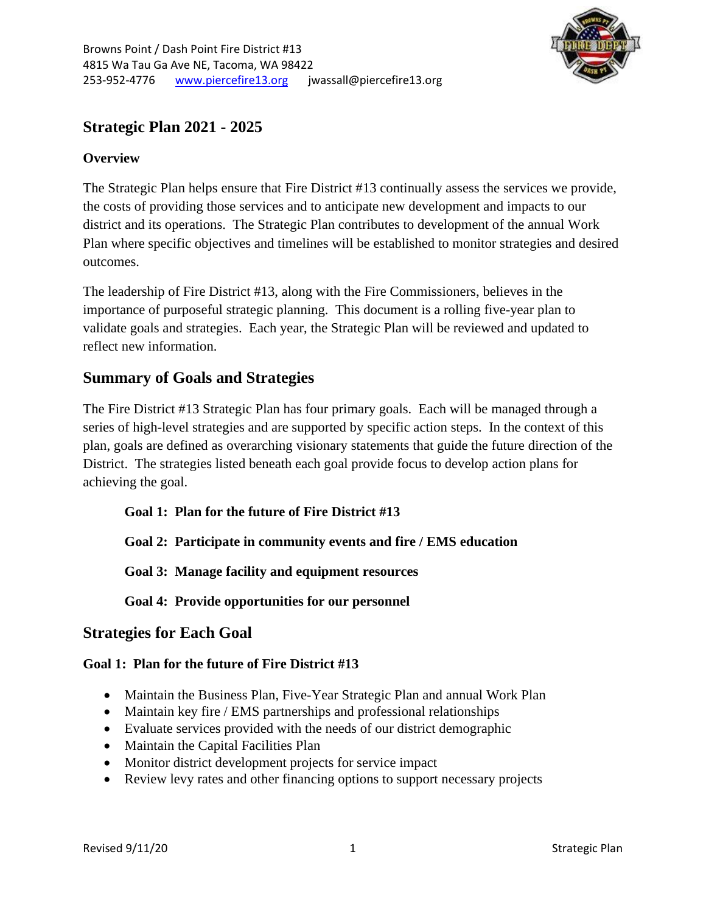Browns Point / Dash Point Fire District #13
4815 Wa Tau Ga Ave NE, Tacoma, WA 98422
253-952-4776 www.piercefire13.org jwassall@piercefire13.org

# Strategic Plan 2021 - 2025

### Overview

The Strategic Plan helps ensure that Fire District #13 continually assess the services we provide, the costs of providing those services and to anticipate new development and impacts to our district and its operations. The Strategic Plan contributes to development of the annual Work Plan where specific objectives and timelines will be established to monitor strategies and desired outcomes.

The leadership of Fire District #13, along with the Fire Commissioners, believes in the importance of purposeful strategic planning. This document is a rolling five-year plan to validate goals and strategies. Each year, the Strategic Plan will be reviewed and updated to reflect new information.

## Summary of Goals and Strategies

The Fire District #13 Strategic Plan has four primary goals. Each will be managed through a series of high-level strategies and are supported by specific action steps. In the context of this plan, goals are defined as overarching visionary statements that guide the future direction of the District. The strategies listed beneath each goal provide focus to develop action plans for achieving the goal.

**Goal 1: Plan for the future of Fire District #13**

**Goal 2: Participate in community events and fire / EMS education**

**Goal 3: Manage facility and equipment resources**

**Goal 4: Provide opportunities for our personnel**

## Strategies for Each Goal

### Goal 1: Plan for the future of Fire District #13

- Maintain the Business Plan, Five-Year Strategic Plan and annual Work Plan
- Maintain key fire / EMS partnerships and professional relationships
- Evaluate services provided with the needs of our district demographic
- Maintain the Capital Facilities Plan
- Monitor district development projects for service impact
- Review levy rates and other financing options to support necessary projects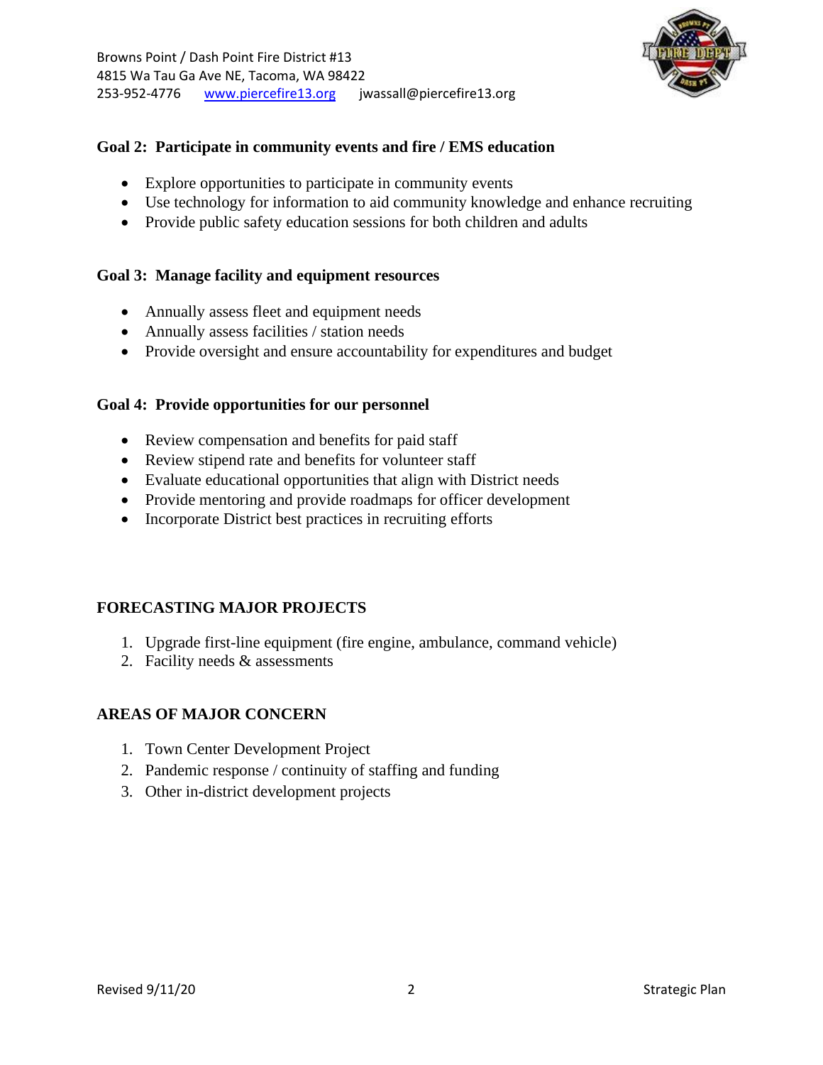## Goal 2: Participate in community events and fire / EMS education

- Explore opportunities to participate in community events
- Use technology for information to aid community knowledge and enhance recruiting
- Provide public safety education sessions for both children and adults

## Goal 3: Manage facility and equipment resources

- Annually assess fleet and equipment needs
- Annually assess facilities / station needs
- Provide oversight and ensure accountability for expenditures and budget

## Goal 4: Provide opportunities for our personnel

- Review compensation and benefits for paid staff
- Review stipend rate and benefits for volunteer staff
- Evaluate educational opportunities that align with District needs
- Provide mentoring and provide roadmaps for officer development
- Incorporate District best practices in recruiting efforts

## FORECASTING MAJOR PROJECTS

1. Upgrade first-line equipment (fire engine, ambulance, command vehicle)
2. Facility needs & assessments

## AREAS OF MAJOR CONCERN

1. Town Center Development Project
2. Pandemic response / continuity of staffing and funding
3. Other in-district development projects